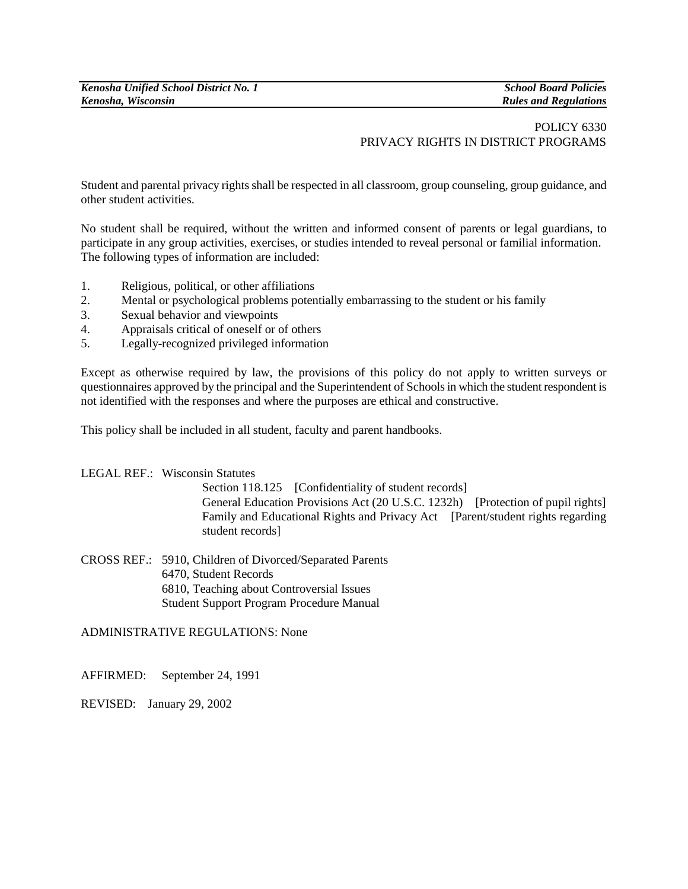*Kenosha Unified School District No. 1* — *School Board Policies*
*Kenosha, Wisconsin* — *Rules and Regulations*

POLICY 6330
PRIVACY RIGHTS IN DISTRICT PROGRAMS

Student and parental privacy rights shall be respected in all classroom, group counseling, group guidance, and other student activities.

No student shall be required, without the written and informed consent of parents or legal guardians, to participate in any group activities, exercises, or studies intended to reveal personal or familial information. The following types of information are included:

1. Religious, political, or other affiliations
2. Mental or psychological problems potentially embarrassing to the student or his family
3. Sexual behavior and viewpoints
4. Appraisals critical of oneself or of others
5. Legally-recognized privileged information

Except as otherwise required by law, the provisions of this policy do not apply to written surveys or questionnaires approved by the principal and the Superintendent of Schools in which the student respondent is not identified with the responses and where the purposes are ethical and constructive.

This policy shall be included in all student, faculty and parent handbooks.

LEGAL REF.: Wisconsin Statutes
Section 118.125 [Confidentiality of student records]
General Education Provisions Act (20 U.S.C. 1232h) [Protection of pupil rights]
Family and Educational Rights and Privacy Act [Parent/student rights regarding student records]

CROSS REF.: 5910, Children of Divorced/Separated Parents
6470, Student Records
6810, Teaching about Controversial Issues
Student Support Program Procedure Manual

ADMINISTRATIVE REGULATIONS: None

AFFIRMED: September 24, 1991

REVISED: January 29, 2002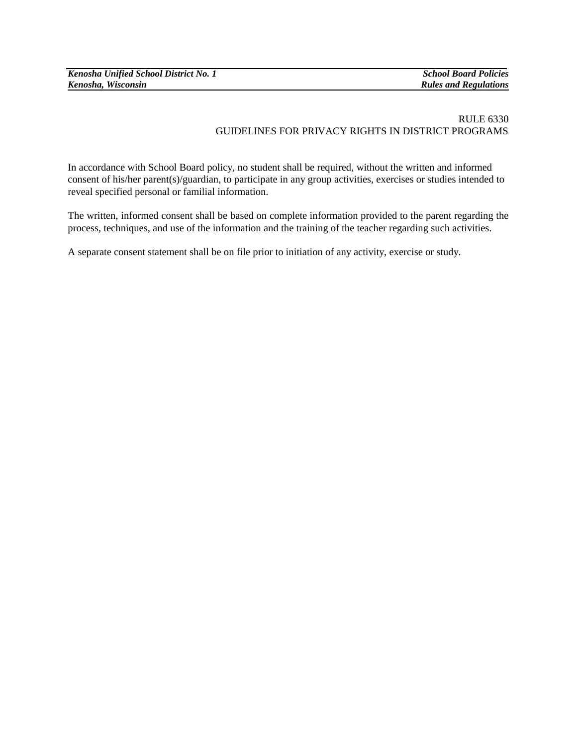RULE 6330
GUIDELINES FOR PRIVACY RIGHTS IN DISTRICT PROGRAMS

In accordance with School Board policy, no student shall be required, without the written and informed consent of his/her parent(s)/guardian, to participate in any group activities, exercises or studies intended to reveal specified personal or familial information.

The written, informed consent shall be based on complete information provided to the parent regarding the process, techniques, and use of the information and the training of the teacher regarding such activities.

A separate consent statement shall be on file prior to initiation of any activity, exercise or study.